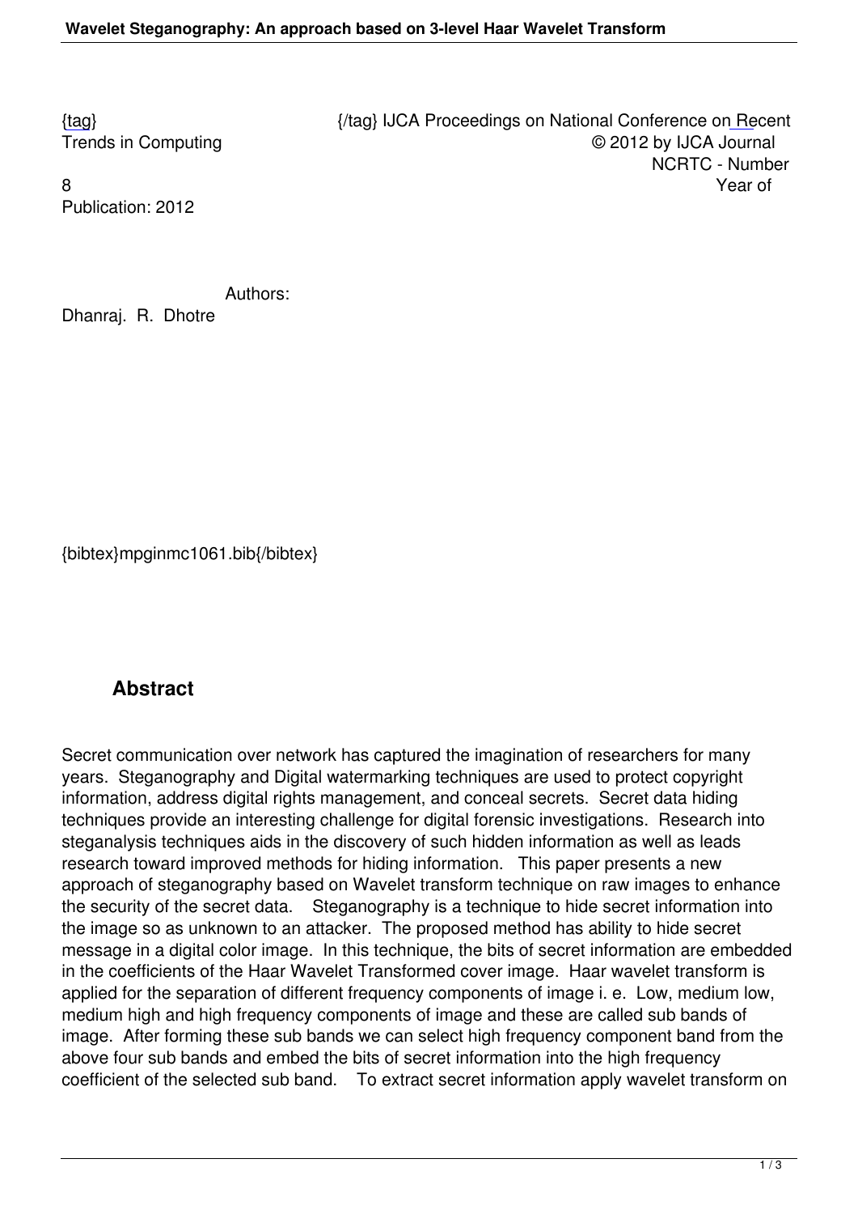{tag} {/tag} IJCA Proceedings on National Conference on Recent Trends in Computing © 2012 by IJCA Journal NCRTC - Number 8 Year of Publication: 2012

Authors:
Dhanraj. R. Dhotre

{bibtex}mpginmc1061.bib{/bibtex}

## Abstract

Secret communication over network has captured the imagination of researchers for many years. Steganography and Digital watermarking techniques are used to protect copyright information, address digital rights management, and conceal secrets. Secret data hiding techniques provide an interesting challenge for digital forensic investigations. Research into steganalysis techniques aids in the discovery of such hidden information as well as leads research toward improved methods for hiding information. This paper presents a new approach of steganography based on Wavelet transform technique on raw images to enhance the security of the secret data. Steganography is a technique to hide secret information into the image so as unknown to an attacker. The proposed method has ability to hide secret message in a digital color image. In this technique, the bits of secret information are embedded in the coefficients of the Haar Wavelet Transformed cover image. Haar wavelet transform is applied for the separation of different frequency components of image i. e. Low, medium low, medium high and high frequency components of image and these are called sub bands of image. After forming these sub bands we can select high frequency component band from the above four sub bands and embed the bits of secret information into the high frequency coefficient of the selected sub band. To extract secret information apply wavelet transform on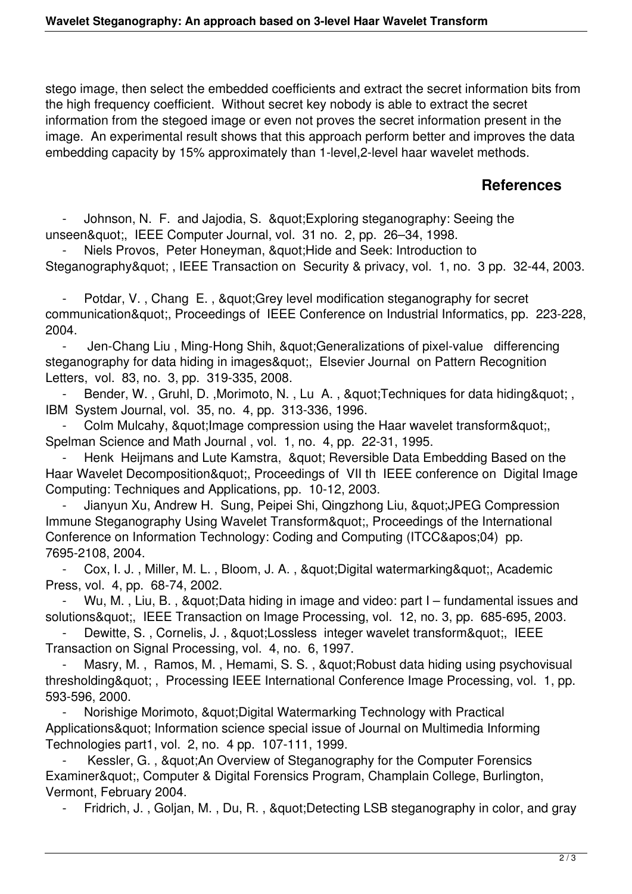stego image, then select the embedded coefficients and extract the secret information bits from the high frequency coefficient. Without secret key nobody is able to extract the secret information from the stegoed image or even not proves the secret information present in the image. An experimental result shows that this approach perform better and improves the data embedding capacity by 15% approximately than 1-level,2-level haar wavelet methods.

## References

- Johnson, N. F. and Jajodia, S. &quot;Exploring steganography: Seeing the unseen&quot;, IEEE Computer Journal, vol. 31 no. 2, pp. 26–34, 1998.
- Niels Provos, Peter Honeyman, &quot;Hide and Seek: Introduction to Steganography&quot; , IEEE Transaction on Security & privacy, vol. 1, no. 3 pp. 32-44, 2003.
- Potdar, V. , Chang E. , &quot;Grey level modification steganography for secret communication&quot;, Proceedings of IEEE Conference on Industrial Informatics, pp. 223-228, 2004.
- Jen-Chang Liu , Ming-Hong Shih, &quot;Generalizations of pixel-value differencing steganography for data hiding in images&quot;, Elsevier Journal on Pattern Recognition Letters, vol. 83, no. 3, pp. 319-335, 2008.
- Bender, W. , Gruhl, D. ,Morimoto, N. , Lu A. , &quot;Techniques for data hiding&quot; , IBM System Journal, vol. 35, no. 4, pp. 313-336, 1996.
- Colm Mulcahy, &quot;Image compression using the Haar wavelet transform&quot;, Spelman Science and Math Journal , vol. 1, no. 4, pp. 22-31, 1995.
- Henk Heijmans and Lute Kamstra, &quot; Reversible Data Embedding Based on the Haar Wavelet Decomposition&quot;, Proceedings of VII th IEEE conference on Digital Image Computing: Techniques and Applications, pp. 10-12, 2003.
- Jianyun Xu, Andrew H. Sung, Peipei Shi, Qingzhong Liu, &quot;JPEG Compression Immune Steganography Using Wavelet Transform&quot;, Proceedings of the International Conference on Information Technology: Coding and Computing (ITCC&apos;04) pp. 7695-2108, 2004.
- Cox, I. J. , Miller, M. L. , Bloom, J. A. , &quot;Digital watermarking&quot;, Academic Press, vol. 4, pp. 68-74, 2002.
- Wu, M. , Liu, B. , &quot;Data hiding in image and video: part I – fundamental issues and solutions&quot;, IEEE Transaction on Image Processing, vol. 12, no. 3, pp. 685-695, 2003.
- Dewitte, S. , Cornelis, J. , &quot;Lossless integer wavelet transform&quot;, IEEE Transaction on Signal Processing, vol. 4, no. 6, 1997.
- Masry, M. , Ramos, M. , Hemami, S. S. , &quot;Robust data hiding using psychovisual thresholding&quot; , Processing IEEE International Conference Image Processing, vol. 1, pp. 593-596, 2000.
- Norishige Morimoto, &quot;Digital Watermarking Technology with Practical Applications&quot; Information science special issue of Journal on Multimedia Informing Technologies part1, vol. 2, no. 4 pp. 107-111, 1999.
- Kessler, G. , &quot;An Overview of Steganography for the Computer Forensics Examiner&quot;, Computer & Digital Forensics Program, Champlain College, Burlington, Vermont, February 2004.
- Fridrich, J. , Goljan, M. , Du, R. , &quot;Detecting LSB steganography in color, and gray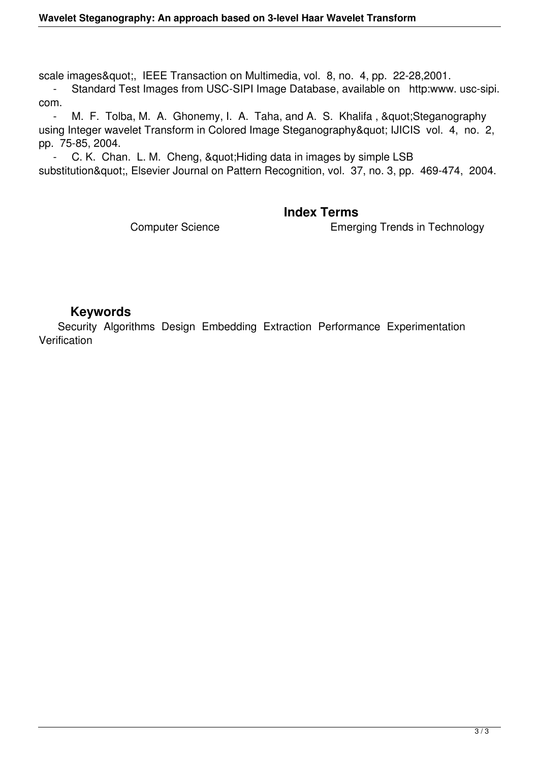scale images&quot;, IEEE Transaction on Multimedia, vol. 8, no. 4, pp. 22-28,2001.

- Standard Test Images from USC-SIPI Image Database, available on http:www. usc-sipi. com.
- M. F. Tolba, M. A. Ghonemy, I. A. Taha, and A. S. Khalifa , &quot;Steganography using Integer wavelet Transform in Colored Image Steganography&quot; IJICIS vol. 4, no. 2, pp. 75-85, 2004.
- C. K. Chan. L. M. Cheng, &quot;Hiding data in images by simple LSB substitution&quot;, Elsevier Journal on Pattern Recognition, vol. 37, no. 3, pp. 469-474, 2004.

## Index Terms

Computer Science Emerging Trends in Technology

## Keywords

Security Algorithms Design Embedding Extraction Performance Experimentation Verification